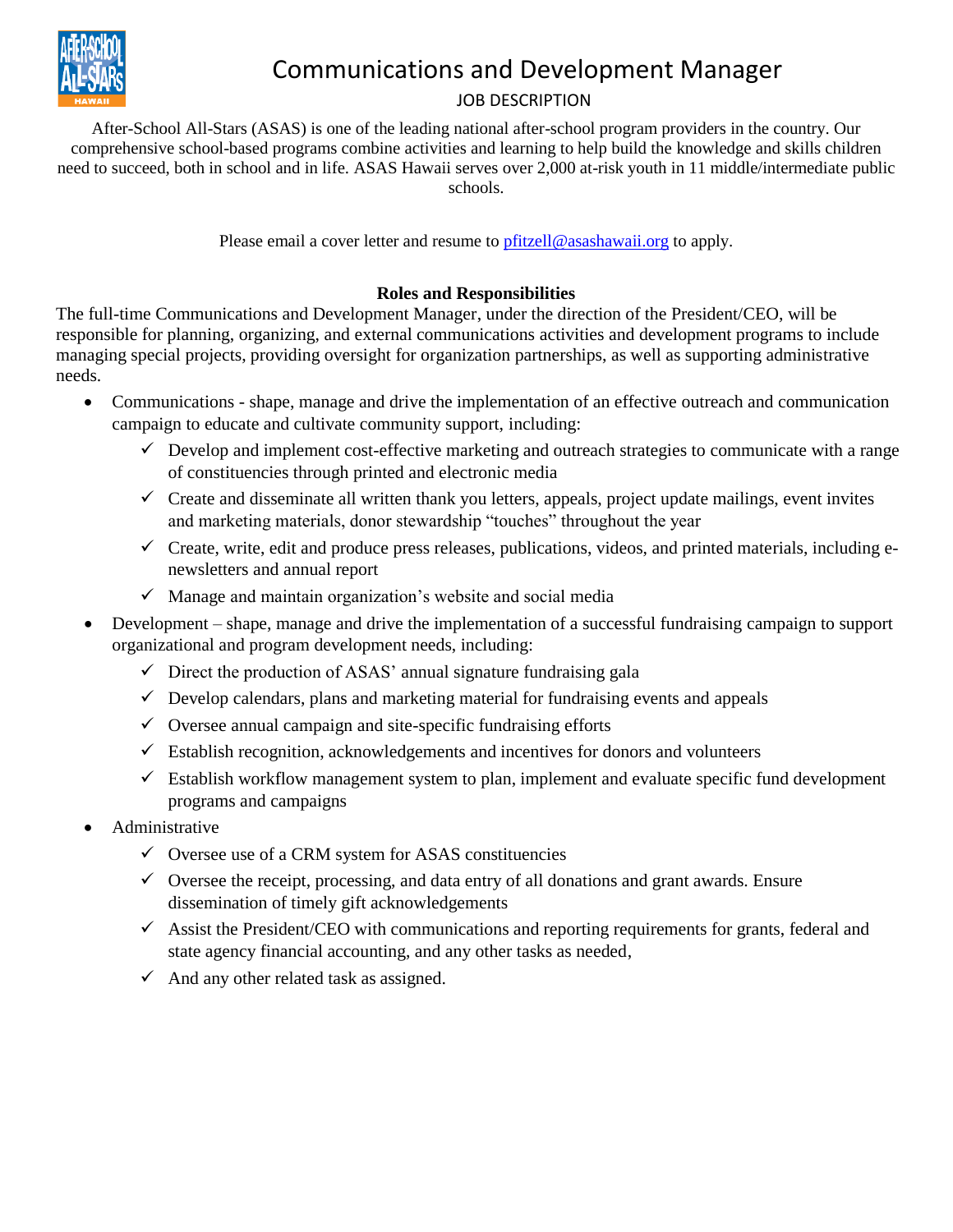# Communications and Development Manager

JOB DESCRIPTION

After-School All-Stars (ASAS) is one of the leading national after-school program providers in the country. Our comprehensive school-based programs combine activities and learning to help build the knowledge and skills children need to succeed, both in school and in life. ASAS Hawaii serves over 2,000 at-risk youth in 11 middle/intermediate public schools.

Please email a cover letter and resume to pfitzell@asashawaii.org to apply.

**Roles and Responsibilities**

The full-time Communications and Development Manager, under the direction of the President/CEO, will be responsible for planning, organizing, and external communications activities and development programs to include managing special projects, providing oversight for organization partnerships, as well as supporting administrative needs.

- Communications - shape, manage and drive the implementation of an effective outreach and communication campaign to educate and cultivate community support, including:
  - ✓ Develop and implement cost-effective marketing and outreach strategies to communicate with a range of constituencies through printed and electronic media
  - ✓ Create and disseminate all written thank you letters, appeals, project update mailings, event invites and marketing materials, donor stewardship "touches" throughout the year
  - ✓ Create, write, edit and produce press releases, publications, videos, and printed materials, including e-newsletters and annual report
  - ✓ Manage and maintain organization's website and social media
- Development – shape, manage and drive the implementation of a successful fundraising campaign to support organizational and program development needs, including:
  - ✓ Direct the production of ASAS' annual signature fundraising gala
  - ✓ Develop calendars, plans and marketing material for fundraising events and appeals
  - ✓ Oversee annual campaign and site-specific fundraising efforts
  - ✓ Establish recognition, acknowledgements and incentives for donors and volunteers
  - ✓ Establish workflow management system to plan, implement and evaluate specific fund development programs and campaigns
- Administrative
  - ✓ Oversee use of a CRM system for ASAS constituencies
  - ✓ Oversee the receipt, processing, and data entry of all donations and grant awards. Ensure dissemination of timely gift acknowledgements
  - ✓ Assist the President/CEO with communications and reporting requirements for grants, federal and state agency financial accounting, and any other tasks as needed,
  - ✓ And any other related task as assigned.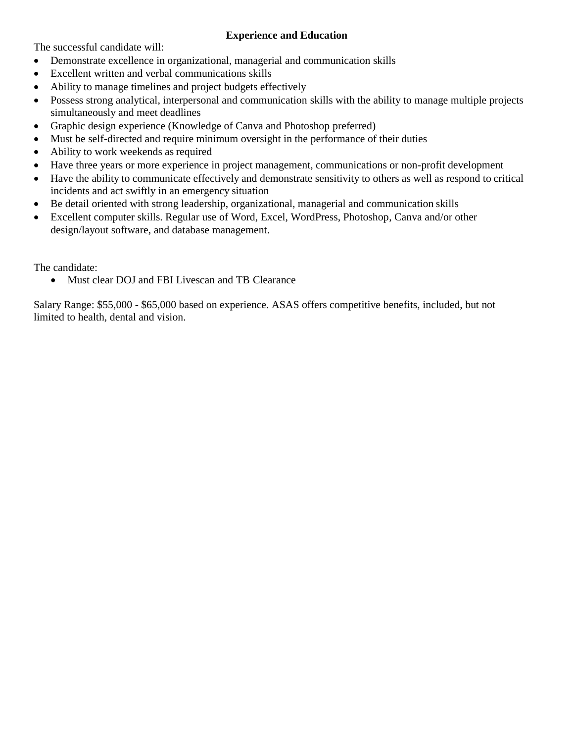## Experience and Education

The successful candidate will:

- Demonstrate excellence in organizational, managerial and communication skills
- Excellent written and verbal communications skills
- Ability to manage timelines and project budgets effectively
- Possess strong analytical, interpersonal and communication skills with the ability to manage multiple projects simultaneously and meet deadlines
- Graphic design experience (Knowledge of Canva and Photoshop preferred)
- Must be self-directed and require minimum oversight in the performance of their duties
- Ability to work weekends as required
- Have three years or more experience in project management, communications or non-profit development
- Have the ability to communicate effectively and demonstrate sensitivity to others as well as respond to critical incidents and act swiftly in an emergency situation
- Be detail oriented with strong leadership, organizational, managerial and communication skills
- Excellent computer skills. Regular use of Word, Excel, WordPress, Photoshop, Canva and/or other design/layout software, and database management.

The candidate:

- Must clear DOJ and FBI Livescan and TB Clearance

Salary Range: $55,000 - $65,000 based on experience. ASAS offers competitive benefits, included, but not limited to health, dental and vision.